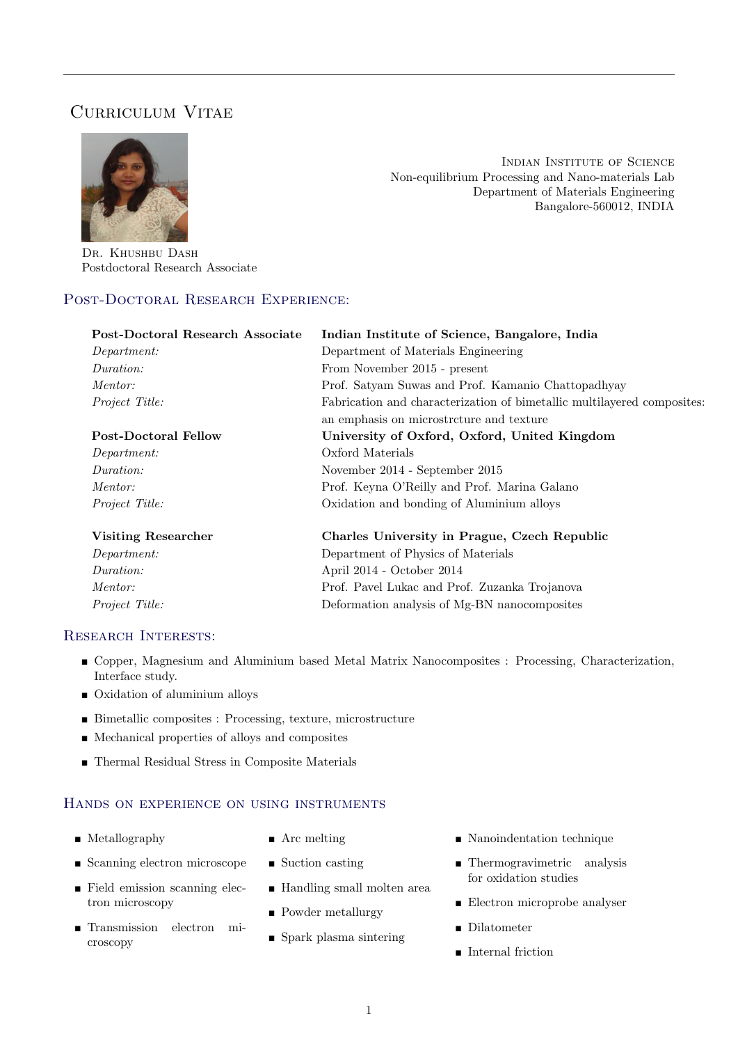# Curriculum Vitae

Dr. Khushbu Dash
Postdoctoral Research Associate

Indian Institute of Science
Non-equilibrium Processing and Nano-materials Lab
Department of Materials Engineering
Bangalore-560012, INDIA

## Post-Doctoral Research Experience:

| | |
|---|---|
| **Post-Doctoral Research Associate** | **Indian Institute of Science, Bangalore, India** |
| *Department:* | Department of Materials Engineering |
| *Duration:* | From November 2015 - present |
| *Mentor:* | Prof. Satyam Suwas and Prof. Kamanio Chattopadhyay |
| *Project Title:* | Fabrication and characterization of bimetallic multilayered composites: an emphasis on microstrcture and texture |
| **Post-Doctoral Fellow** | **University of Oxford, Oxford, United Kingdom** |
| *Department:* | Oxford Materials |
| *Duration:* | November 2014 - September 2015 |
| *Mentor:* | Prof. Keyna O'Reilly and Prof. Marina Galano |
| *Project Title:* | Oxidation and bonding of Aluminium alloys |
| **Visiting Researcher** | **Charles University in Prague, Czech Republic** |
| *Department:* | Department of Physics of Materials |
| *Duration:* | April 2014 - October 2014 |
| *Mentor:* | Prof. Pavel Lukac and Prof. Zuzanka Trojanova |
| *Project Title:* | Deformation analysis of Mg-BN nanocomposites |

## Research Interests:

- Copper, Magnesium and Aluminium based Metal Matrix Nanocomposites : Processing, Characterization, Interface study.
- Oxidation of aluminium alloys
- Bimetallic composites : Processing, texture, microstructure
- Mechanical properties of alloys and composites
- Thermal Residual Stress in Composite Materials

## Hands on experience on using instruments

- Metallography
- Scanning electron microscope
- Field emission scanning electron microscopy
- Transmission electron microscopy
- Arc melting
- Suction casting
- Handling small molten area
- Powder metallurgy
- Spark plasma sintering
- Nanoindentation technique
- Thermogravimetric analysis for oxidation studies
- Electron microprobe analyser
- Dilatometer
- Internal friction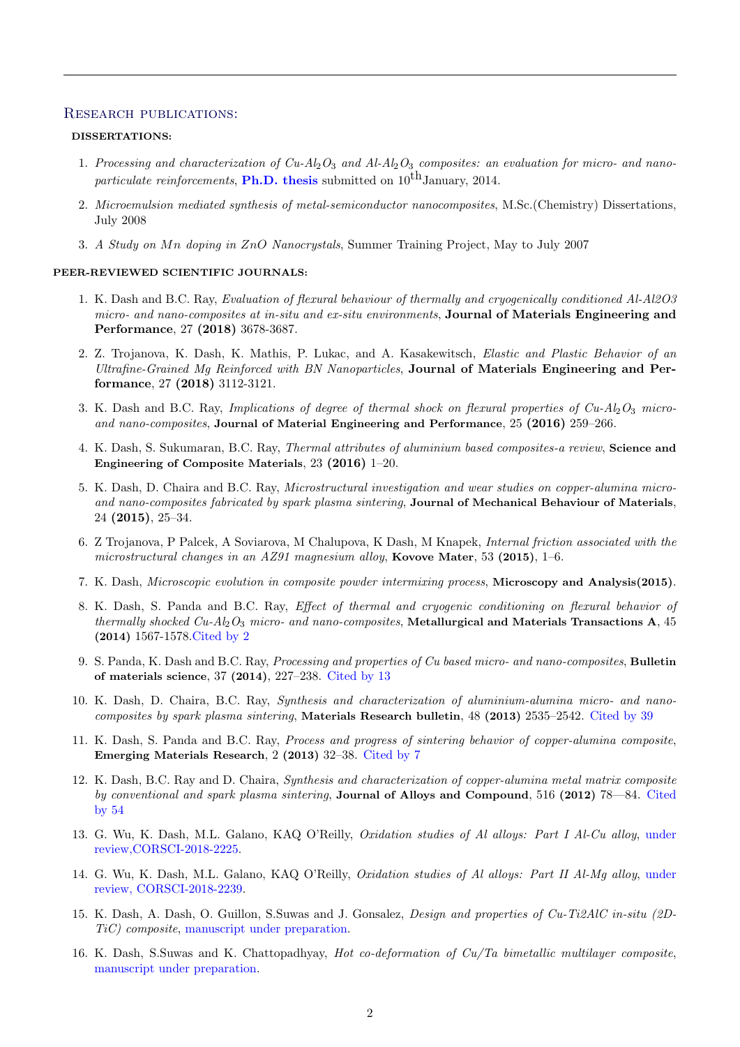## Research publications:

### DISSERTATIONS:

1. *Processing and characterization of Cu-$Al_2O_3$ and Al-$Al_2O_3$ composites: an evaluation for micro- and nano-particulate reinforcements*, **Ph.D. thesis** submitted on $10^{th}$January, 2014.

2. *Microemulsion mediated synthesis of metal-semiconductor nanocomposites*, M.Sc.(Chemistry) Dissertations, July 2008

3. *A Study on Mn doping in ZnO Nanocrystals*, Summer Training Project, May to July 2007

### PEER-REVIEWED SCIENTIFIC JOURNALS:

1. K. Dash and B.C. Ray, *Evaluation of flexural behaviour of thermally and cryogenically conditioned Al-Al2O3 micro- and nano-composites at in-situ and ex-situ environments*, **Journal of Materials Engineering and Performance**, 27 **(2018)** 3678-3687.

2. Z. Trojanova, K. Dash, K. Mathis, P. Lukac, and A. Kasakewitsch, *Elastic and Plastic Behavior of an Ultrafine-Grained Mg Reinforced with BN Nanoparticles*, **Journal of Materials Engineering and Performance**, 27 **(2018)** 3112-3121.

3. K. Dash and B.C. Ray, *Implications of degree of thermal shock on flexural properties of Cu-$Al_2O_3$ micro- and nano-composites*, **Journal of Material Engineering and Performance**, 25 **(2016)** 259–266.

4. K. Dash, S. Sukumaran, B.C. Ray, *Thermal attributes of aluminium based composites-a review*, **Science and Engineering of Composite Materials**, 23 **(2016)** 1–20.

5. K. Dash, D. Chaira and B.C. Ray, *Microstructural investigation and wear studies on copper-alumina micro- and nano-composites fabricated by spark plasma sintering*, **Journal of Mechanical Behaviour of Materials**, 24 **(2015)**, 25–34.

6. Z Trojanova, P Palcek, A Soviarova, M Chalupova, K Dash, M Knapek, *Internal friction associated with the microstructural changes in an AZ91 magnesium alloy*, **Kovove Mater**, 53 **(2015)**, 1–6.

7. K. Dash, *Microscopic evolution in composite powder intermixing process*, **Microscopy and Analysis(2015)**.

8. K. Dash, S. Panda and B.C. Ray, *Effect of thermal and cryogenic conditioning on flexural behavior of thermally shocked Cu-$Al_2O_3$ micro- and nano-composites*, **Metallurgical and Materials Transactions A**, 45 **(2014)** 1567-1578.Cited by 2

9. S. Panda, K. Dash and B.C. Ray, *Processing and properties of Cu based micro- and nano-composites*, **Bulletin of materials science**, 37 **(2014)**, 227–238. Cited by 13

10. K. Dash, D. Chaira, B.C. Ray, *Synthesis and characterization of aluminium-alumina micro- and nano-composites by spark plasma sintering*, **Materials Research bulletin**, 48 **(2013)** 2535–2542. Cited by 39

11. K. Dash, S. Panda and B.C. Ray, *Process and progress of sintering behavior of copper-alumina composite*, **Emerging Materials Research**, 2 **(2013)** 32–38. Cited by 7

12. K. Dash, B.C. Ray and D. Chaira, *Synthesis and characterization of copper-alumina metal matrix composite by conventional and spark plasma sintering*, **Journal of Alloys and Compound**, 516 **(2012)** 78—84. Cited by 54

13. G. Wu, K. Dash, M.L. Galano, KAQ O'Reilly, *Oxidation studies of Al alloys: Part I Al-Cu alloy*, under review,CORSCI-2018-2225.

14. G. Wu, K. Dash, M.L. Galano, KAQ O'Reilly, *Oxidation studies of Al alloys: Part II Al-Mg alloy*, under review, CORSCI-2018-2239.

15. K. Dash, A. Dash, O. Guillon, S.Suwas and J. Gonsalez, *Design and properties of Cu-Ti2AlC in-situ (2D-TiC) composite*, manuscript under preparation.

16. K. Dash, S.Suwas and K. Chattopadhyay, *Hot co-deformation of Cu/Ta bimetallic multilayer composite*, manuscript under preparation.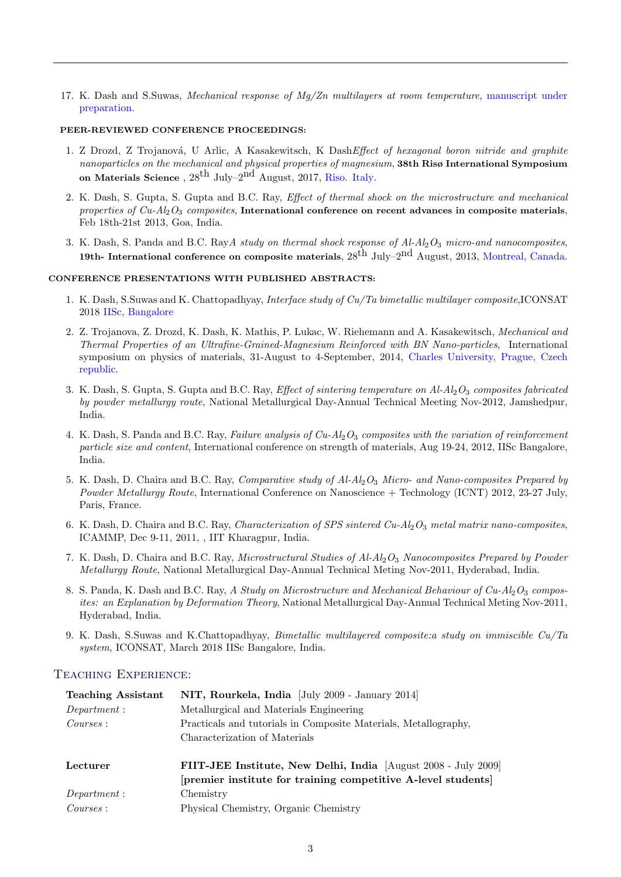17. K. Dash and S.Suwas, *Mechanical response of Mg/Zn multilayers at room temperature*, manuscript under preparation.

**PEER-REVIEWED CONFERENCE PROCEEDINGS:**

1. Z Drozd, Z Trojanová, U Arlic, A Kasakewitsch, K Dash*Effect of hexagonal boron nitride and graphite nanoparticles on the mechanical and physical properties of magnesium*, **38th Risø International Symposium on Materials Science** , 28$^{th}$ July–2$^{nd}$ August, 2017, Riso. Italy.

2. K. Dash, S. Gupta, S. Gupta and B.C. Ray, *Effect of thermal shock on the microstructure and mechanical properties of Cu-$Al_2O_3$ composites*, **International conference on recent advances in composite materials**, Feb 18th-21st 2013, Goa, India.

3. K. Dash, S. Panda and B.C. Ray*A study on thermal shock response of Al-$Al_2O_3$ micro-and nanocomposites*, **19th- International conference on composite materials**, 28$^{th}$ July–2$^{nd}$ August, 2013, Montreal, Canada.

**CONFERENCE PRESENTATIONS WITH PUBLISHED ABSTRACTS:**

1. K. Dash, S.Suwas and K. Chattopadhyay, *Interface study of Cu/Ta bimetallic multilayer composite*,ICONSAT 2018 IISc, Bangalore

2. Z. Trojanova, Z. Drozd, K. Dash, K. Mathis, P. Lukac, W. Riehemann and A. Kasakewitsch, *Mechanical and Thermal Properties of an Ultrafine-Grained-Magnesium Reinforced with BN Nano-particles*, International symposium on physics of materials, 31-August to 4-September, 2014, Charles University, Prague, Czech republic.

3. K. Dash, S. Gupta, S. Gupta and B.C. Ray, *Effect of sintering temperature on Al-$Al_2O_3$ composites fabricated by powder metallurgy route*, National Metallurgical Day-Annual Technical Meeting Nov-2012, Jamshedpur, India.

4. K. Dash, S. Panda and B.C. Ray, *Failure analysis of Cu-$Al_2O_3$ composites with the variation of reinforcement particle size and content*, International conference on strength of materials, Aug 19-24, 2012, IISc Bangalore, India.

5. K. Dash, D. Chaira and B.C. Ray, *Comparative study of Al-$Al_2O_3$ Micro- and Nano-composites Prepared by Powder Metallurgy Route*, International Conference on Nanoscience + Technology (ICNT) 2012, 23-27 July, Paris, France.

6. K. Dash, D. Chaira and B.C. Ray, *Characterization of SPS sintered Cu-$Al_2O_3$ metal matrix nano-composites*, ICAMMP, Dec 9-11, 2011, , IIT Kharagpur, India.

7. K. Dash, D. Chaira and B.C. Ray, *Microstructural Studies of Al-$Al_2O_3$ Nanocomposites Prepared by Powder Metallurgy Route*, National Metallurgical Day-Annual Technical Meting Nov-2011, Hyderabad, India.

8. S. Panda, K. Dash and B.C. Ray, *A Study on Microstructure and Mechanical Behaviour of Cu-$Al_2O_3$ composites: an Explanation by Deformation Theory*, National Metallurgical Day-Annual Technical Meting Nov-2011, Hyderabad, India.

9. K. Dash, S.Suwas and K.Chattopadhyay, *Bimetallic multilayered composite:a study on immiscible Cu/Ta system*, ICONSAT, March 2018 IISc Bangalore, India.

## Teaching Experience:

**Teaching Assistant** — **NIT, Rourkela, India** [July 2009 - January 2014]
*Department* : Metallurgical and Materials Engineering
*Courses* : Practicals and tutorials in Composite Materials, Metallography, Characterization of Materials

**Lecturer** — **FIIT-JEE Institute, New Delhi, India** [August 2008 - July 2009]
**[premier institute for training competitive A-level students]**
*Department* : Chemistry
*Courses* : Physical Chemistry, Organic Chemistry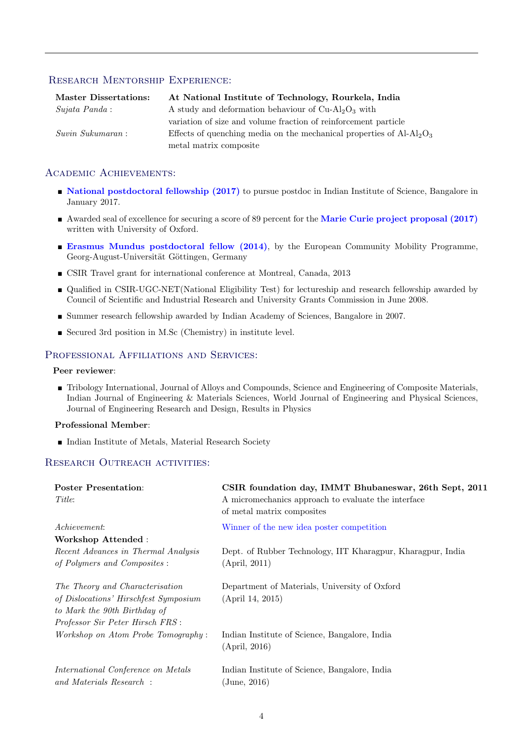## Research Mentorship Experience:

| | |
|---|---|
| **Master Dissertations:** | **At National Institute of Technology, Rourkela, India** |
| *Sujata Panda* : | A study and deformation behaviour of Cu-$Al_2O_3$ with variation of size and volume fraction of reinforcement particle |
| *Suvin Sukumaran* : | Effects of quenching media on the mechanical properties of Al-$Al_2O_3$ metal matrix composite |

## Academic Achievements:

- **National postdoctoral fellowship (2017)** to pursue postdoc in Indian Institute of Science, Bangalore in January 2017.
- Awarded seal of excellence for securing a score of 89 percent for the **Marie Curie project proposal (2017)** written with University of Oxford.
- **Erasmus Mundus postdoctoral fellow (2014)**, by the European Community Mobility Programme, Georg-August-Universität Göttingen, Germany
- CSIR Travel grant for international conference at Montreal, Canada, 2013
- Qualified in CSIR-UGC-NET(National Eligibility Test) for lectureship and research fellowship awarded by Council of Scientific and Industrial Research and University Grants Commission in June 2008.
- Summer research fellowship awarded by Indian Academy of Sciences, Bangalore in 2007.
- Secured 3rd position in M.Sc (Chemistry) in institute level.

## Professional Affiliations and Services:

**Peer reviewer**:

- Tribology International, Journal of Alloys and Compounds, Science and Engineering of Composite Materials, Indian Journal of Engineering & Materials Sciences, World Journal of Engineering and Physical Sciences, Journal of Engineering Research and Design, Results in Physics

**Professional Member**:

- Indian Institute of Metals, Material Research Society

## Research Outreach activities:

| | |
|---|---|
| **Poster Presentation**: | **CSIR foundation day, IMMT Bhubaneswar, 26th Sept, 2011** |
| *Title*: | A micromechanics approach to evaluate the interface of metal matrix composites |
| *Achievement*: | Winner of the new idea poster competition |
| **Workshop Attended** : | |
| *Recent Advances in Thermal Analysis of Polymers and Composites* : | Dept. of Rubber Technology, IIT Kharagpur, Kharagpur, India (April, 2011) |
| *The Theory and Characterisation of Dislocations' Hirschfest Symposium to Mark the 90th Birthday of Professor Sir Peter Hirsch FRS* : | Department of Materials, University of Oxford (April 14, 2015) |
| *Workshop on Atom Probe Tomography* : | Indian Institute of Science, Bangalore, India (April, 2016) |
| *International Conference on Metals and Materials Research* : | Indian Institute of Science, Bangalore, India (June, 2016) |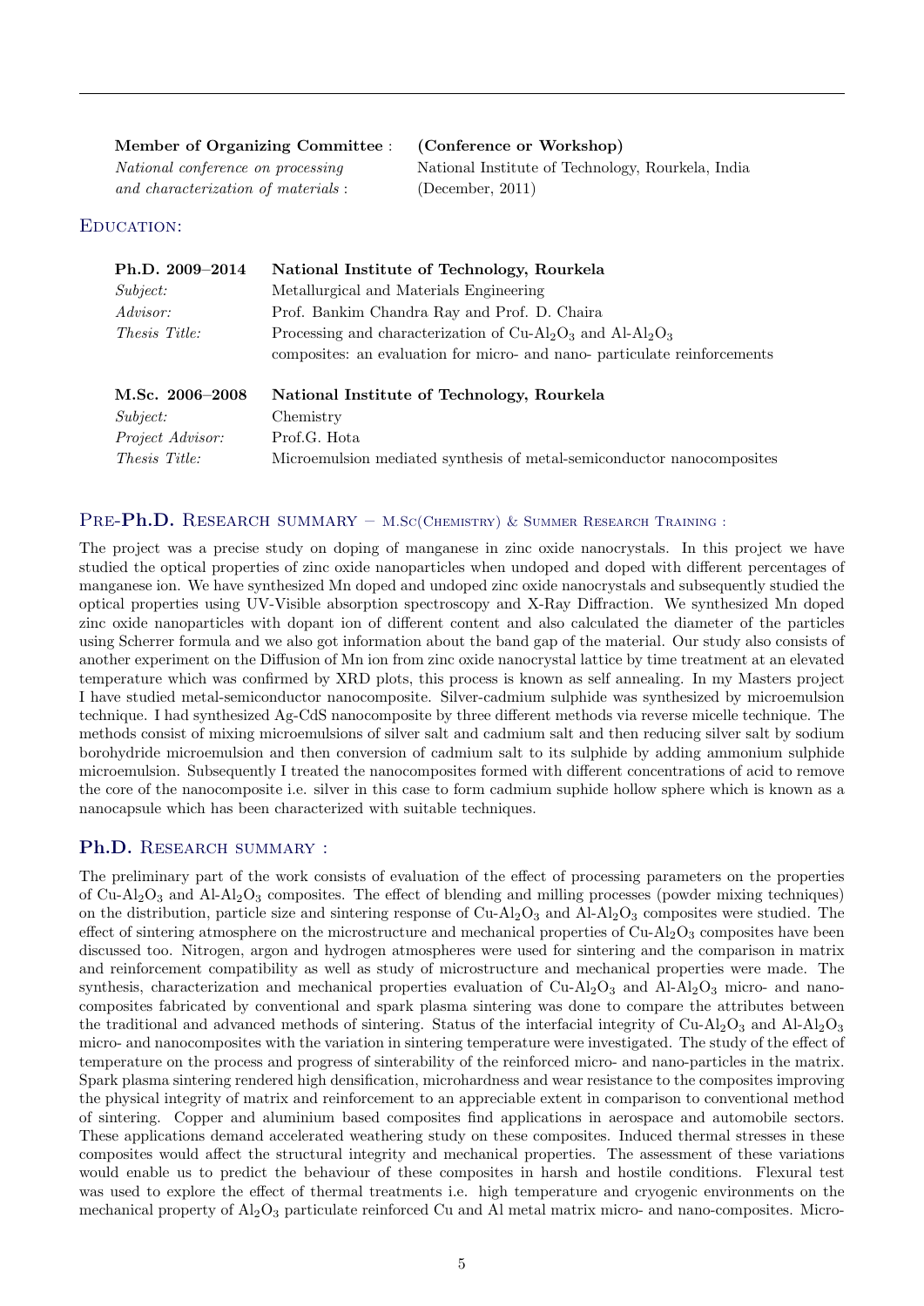**Member of Organizing Committee** : **(Conference or Workshop)**

*National conference on processing and characterization of materials* : National Institute of Technology, Rourkela, India (December, 2011)

## Education:

| | |
|---|---|
| **Ph.D. 2009–2014** | **National Institute of Technology, Rourkela** |
| *Subject:* | Metallurgical and Materials Engineering |
| *Advisor:* | Prof. Bankim Chandra Ray and Prof. D. Chaira |
| *Thesis Title:* | Processing and characterization of Cu-$Al_2O_3$ and Al-$Al_2O_3$ composites: an evaluation for micro- and nano- particulate reinforcements |

| | |
|---|---|
| **M.Sc. 2006–2008** | **National Institute of Technology, Rourkela** |
| *Subject:* | Chemistry |
| *Project Advisor:* | Prof.G. Hota |
| *Thesis Title:* | Microemulsion mediated synthesis of metal-semiconductor nanocomposites |

## Pre-Ph.D. Research summary – M.Sc(Chemistry) & Summer Research Training :

The project was a precise study on doping of manganese in zinc oxide nanocrystals. In this project we have studied the optical properties of zinc oxide nanoparticles when undoped and doped with different percentages of manganese ion. We have synthesized Mn doped and undoped zinc oxide nanocrystals and subsequently studied the optical properties using UV-Visible absorption spectroscopy and X-Ray Diffraction. We synthesized Mn doped zinc oxide nanoparticles with dopant ion of different content and also calculated the diameter of the particles using Scherrer formula and we also got information about the band gap of the material. Our study also consists of another experiment on the Diffusion of Mn ion from zinc oxide nanocrystal lattice by time treatment at an elevated temperature which was confirmed by XRD plots, this process is known as self annealing. In my Masters project I have studied metal-semiconductor nanocomposite. Silver-cadmium sulphide was synthesized by microemulsion technique. I had synthesized Ag-CdS nanocomposite by three different methods via reverse micelle technique. The methods consist of mixing microemulsions of silver salt and cadmium salt and then reducing silver salt by sodium borohydride microemulsion and then conversion of cadmium salt to its sulphide by adding ammonium sulphide microemulsion. Subsequently I treated the nanocomposites formed with different concentrations of acid to remove the core of the nanocomposite i.e. silver in this case to form cadmium suphide hollow sphere which is known as a nanocapsule which has been characterized with suitable techniques.

## Ph.D. Research summary :

The preliminary part of the work consists of evaluation of the effect of processing parameters on the properties of Cu-$Al_2O_3$ and Al-$Al_2O_3$ composites. The effect of blending and milling processes (powder mixing techniques) on the distribution, particle size and sintering response of Cu-$Al_2O_3$ and Al-$Al_2O_3$ composites were studied. The effect of sintering atmosphere on the microstructure and mechanical properties of Cu-$Al_2O_3$ composites have been discussed too. Nitrogen, argon and hydrogen atmospheres were used for sintering and the comparison in matrix and reinforcement compatibility as well as study of microstructure and mechanical properties were made. The synthesis, characterization and mechanical properties evaluation of Cu-$Al_2O_3$ and Al-$Al_2O_3$ micro- and nano-composites fabricated by conventional and spark plasma sintering was done to compare the attributes between the traditional and advanced methods of sintering. Status of the interfacial integrity of Cu-$Al_2O_3$ and Al-$Al_2O_3$ micro- and nanocomposites with the variation in sintering temperature were investigated. The study of the effect of temperature on the process and progress of sinterability of the reinforced micro- and nano-particles in the matrix. Spark plasma sintering rendered high densification, microhardness and wear resistance to the composites improving the physical integrity of matrix and reinforcement to an appreciable extent in comparison to conventional method of sintering. Copper and aluminium based composites find applications in aerospace and automobile sectors. These applications demand accelerated weathering study on these composites. Induced thermal stresses in these composites would affect the structural integrity and mechanical properties. The assessment of these variations would enable us to predict the behaviour of these composites in harsh and hostile conditions. Flexural test was used to explore the effect of thermal treatments i.e. high temperature and cryogenic environments on the mechanical property of $Al_2O_3$ particulate reinforced Cu and Al metal matrix micro- and nano-composites. Micro-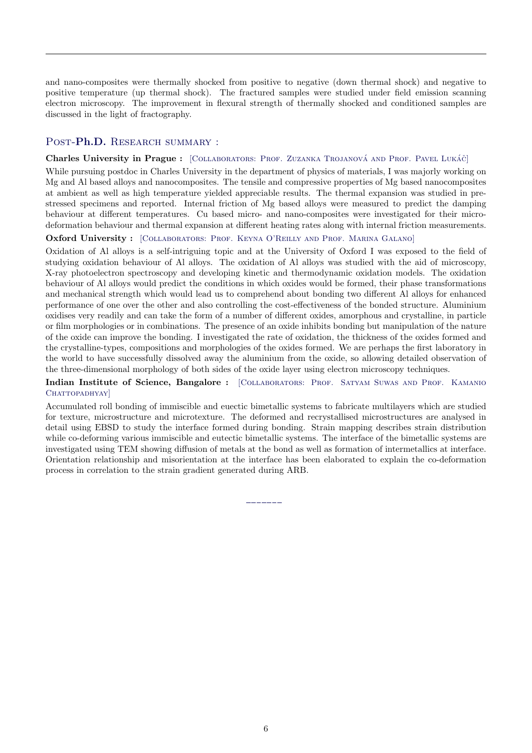and nano-composites were thermally shocked from positive to negative (down thermal shock) and negative to positive temperature (up thermal shock). The fractured samples were studied under field emission scanning electron microscopy. The improvement in flexural strength of thermally shocked and conditioned samples are discussed in the light of fractography.

## Post-Ph.D. Research summary :

**Charles University in Prague :** [Collaborators: Prof. Zuzanka Trojanová and Prof. Pavel Lukáč]

While pursuing postdoc in Charles University in the department of physics of materials, I was majorly working on Mg and Al based alloys and nanocomposites. The tensile and compressive properties of Mg based nanocomposites at ambient as well as high temperature yielded appreciable results. The thermal expansion was studied in pre-stressed specimens and reported. Internal friction of Mg based alloys were measured to predict the damping behaviour at different temperatures. Cu based micro- and nano-composites were investigated for their micro-deformation behaviour and thermal expansion at different heating rates along with internal friction measurements.

**Oxford University :** [Collaborators: Prof. Keyna O'Reilly and Prof. Marina Galano]

Oxidation of Al alloys is a self-intriguing topic and at the University of Oxford I was exposed to the field of studying oxidation behaviour of Al alloys. The oxidation of Al alloys was studied with the aid of microscopy, X-ray photoelectron spectroscopy and developing kinetic and thermodynamic oxidation models. The oxidation behaviour of Al alloys would predict the conditions in which oxides would be formed, their phase transformations and mechanical strength which would lead us to comprehend about bonding two different Al alloys for enhanced performance of one over the other and also controlling the cost-effectiveness of the bonded structure. Aluminium oxidises very readily and can take the form of a number of different oxides, amorphous and crystalline, in particle or film morphologies or in combinations. The presence of an oxide inhibits bonding but manipulation of the nature of the oxide can improve the bonding. I investigated the rate of oxidation, the thickness of the oxides formed and the crystalline-types, compositions and morphologies of the oxides formed. We are perhaps the first laboratory in the world to have successfully dissolved away the aluminium from the oxide, so allowing detailed observation of the three-dimensional morphology of both sides of the oxide layer using electron microscopy techniques.

**Indian Institute of Science, Bangalore :** [Collaborators: Prof. Satyam Suwas and Prof. Kamanio Chattopadhyay]

Accumulated roll bonding of immiscible and euectic bimetallic systems to fabricate multilayers which are studied for texture, microstructure and microtexture. The deformed and recrystallised microstructures are analysed in detail using EBSD to study the interface formed during bonding. Strain mapping describes strain distribution while co-deforming various immiscible and eutectic bimetallic systems. The interface of the bimetallic systems are investigated using TEM showing diffusion of metals at the bond as well as formation of intermetallics at interface. Orientation relationship and misorientation at the interface has been elaborated to explain the co-deformation process in correlation to the strain gradient generated during ARB.

———